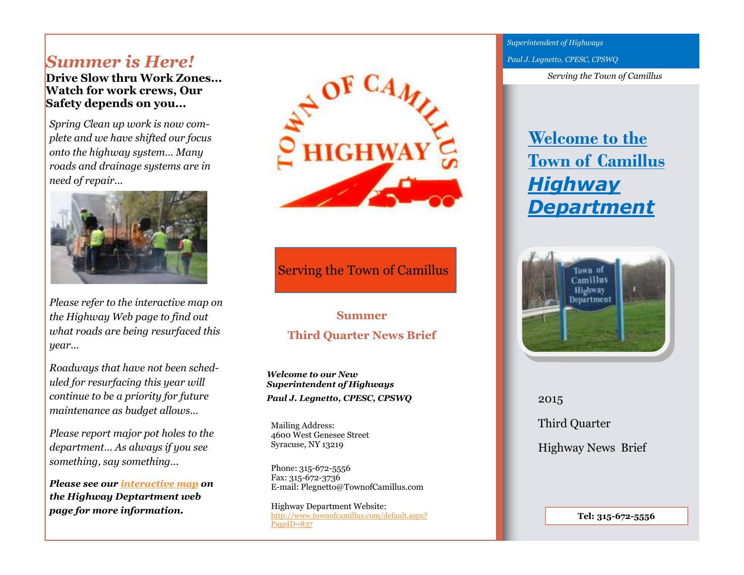## *Summer is Here!*

**Drive Slow thru Work Zones… Watch for work crews, Our Safety depends on you…**

*Spring Clean up work is now complete and we have shifted our focus onto the highway system… Many roads and drainage systems are in need of repair…*

*Please refer to the interactive map on the Highway Web page to find out what roads are being resurfaced this year…*

*Roadways that have not been scheduled for resurfacing this year will continue to be a priority for future maintenance as budget allows…*

*Please report major pot holes to the department… As always if you see something, say something…*

***Please see our interactive map on the Highway Deptartment web page for more information.***

TOWN OF CAMILLUS HIGHWAY

Serving the Town of Camillus

**Summer**

**Third Quarter News Brief**

***Welcome to our New Superintendent of Highways***

***Paul J. Legnetto, CPESC, CPSWQ***

Mailing Address:
4600 West Genesee Street
Syracuse, NY 13219

Phone: 315-672-5556
Fax: 315-672-3736
E-mail: Plegnetto@TownofCamillus.com

Highway Department Website:
http://www.townofcamillus.com/default.aspx?PageID=837

*Superintendent of Highways*

*Paul J. Legnetto, CPESC, CPSWQ*

*Serving the Town of Camillus*

# Welcome to the Town of Camillus *Highway Department*

2015

Third Quarter

Highway News Brief

**Tel: 315-672-5556**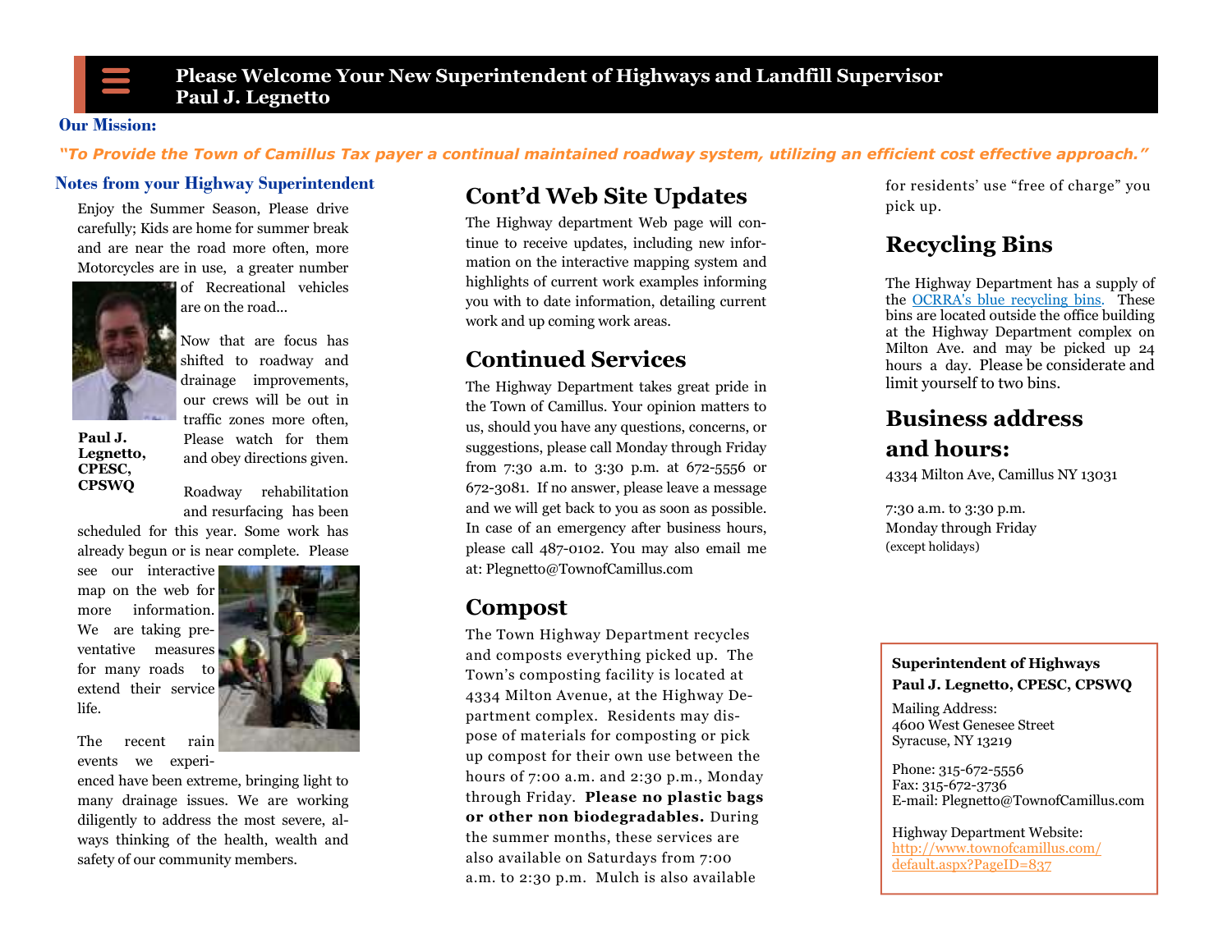## Please Welcome Your New Superintendent of Highways and Landfill Supervisor Paul J. Legnetto

**Our Mission:**

*"To Provide the Town of Camillus Tax payer a continual maintained roadway system, utilizing an efficient cost effective approach."*

### Notes from your Highway Superintendent

Enjoy the Summer Season, Please drive carefully; Kids are home for summer break and are near the road more often, more Motorcycles are in use, a greater number of Recreational vehicles are on the road...

**Paul J. Legnetto, CPESC, CPSWQ**

Now that are focus has shifted to roadway and drainage improvements, our crews will be out in traffic zones more often, Please watch for them and obey directions given.

Roadway rehabilitation and resurfacing has been scheduled for this year. Some work has already begun or is near complete. Please see our interactive map on the web for more information. We are taking preventative measures for many roads to extend their service life.

The recent rain events we experienced have been extreme, bringing light to many drainage issues. We are working diligently to address the most severe, always thinking of the health, wealth and safety of our community members.

## Cont'd Web Site Updates

The Highway department Web page will continue to receive updates, including new information on the interactive mapping system and highlights of current work examples informing you with to date information, detailing current work and up coming work areas.

## Continued Services

The Highway Department takes great pride in the Town of Camillus. Your opinion matters to us, should you have any questions, concerns, or suggestions, please call Monday through Friday from 7:30 a.m. to 3:30 p.m. at 672-5556 or 672-3081. If no answer, please leave a message and we will get back to you as soon as possible. In case of an emergency after business hours, please call 487-0102. You may also email me at: Plegnetto@TownofCamillus.com

## Compost

The Town Highway Department recycles and composts everything picked up. The Town's composting facility is located at 4334 Milton Avenue, at the Highway Department complex. Residents may dispose of materials for composting or pick up compost for their own use between the hours of 7:00 a.m. and 2:30 p.m., Monday through Friday. **Please no plastic bags or other non biodegradables.** During the summer months, these services are also available on Saturdays from 7:00 a.m. to 2:30 p.m. Mulch is also available for residents' use "free of charge" you pick up.

## Recycling Bins

The Highway Department has a supply of the OCRRA's blue recycling bins. These bins are located outside the office building at the Highway Department complex on Milton Ave. and may be picked up 24 hours a day. Please be considerate and limit yourself to two bins.

## Business address and hours:

4334 Milton Ave, Camillus NY 13031

7:30 a.m. to 3:30 p.m.
Monday through Friday
(except holidays)

**Superintendent of Highways**
**Paul J. Legnetto, CPESC, CPSWQ**

Mailing Address:
4600 West Genesee Street
Syracuse, NY 13219

Phone: 315-672-5556
Fax: 315-672-3736
E-mail: Plegnetto@TownofCamillus.com

Highway Department Website:
http://www.townofcamillus.com/default.aspx?PageID=837